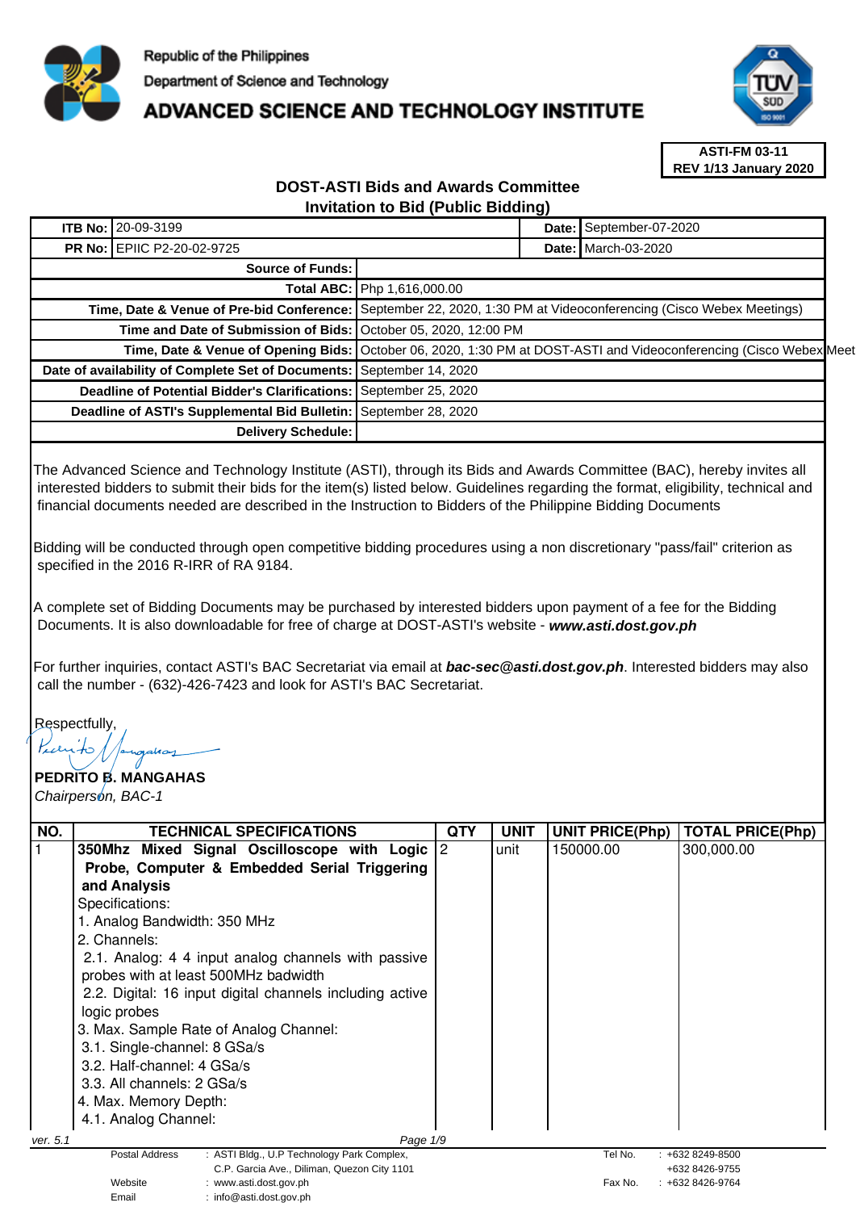Republic of the Philippines
Department of Science and Technology
**ADVANCED SCIENCE AND TECHNOLOGY INSTITUTE**

**ASTI-FM 03-11**
**REV 1/13 January 2020**

## DOST-ASTI Bids and Awards Committee
## Invitation to Bid (Public Bidding)

| | | | |
|---|---|---|---|
| **ITB No:** | 20-09-3199 | **Date:** | September-07-2020 |
| **PR No:** | EPIIC P2-20-02-9725 | **Date:** | March-03-2020 |

| | |
|---|---|
| **Source of Funds:** | |
| **Total ABC:** | Php 1,616,000.00 |
| **Time, Date & Venue of Pre-bid Conference:** | September 22, 2020, 1:30 PM at Videoconferencing (Cisco Webex Meetings) |
| **Time and Date of Submission of Bids:** | October 05, 2020, 12:00 PM |
| **Time, Date & Venue of Opening Bids:** | October 06, 2020, 1:30 PM at DOST-ASTI and Videoconferencing (Cisco Webex Meet |
| **Date of availability of Complete Set of Documents:** | September 14, 2020 |
| **Deadline of Potential Bidder's Clarifications:** | September 25, 2020 |
| **Deadline of ASTI's Supplemental Bid Bulletin:** | September 28, 2020 |
| **Delivery Schedule:** | |

The Advanced Science and Technology Institute (ASTI), through its Bids and Awards Committee (BAC), hereby invites all interested bidders to submit their bids for the item(s) listed below. Guidelines regarding the format, eligibility, technical and financial documents needed are described in the Instruction to Bidders of the Philippine Bidding Documents

Bidding will be conducted through open competitive bidding procedures using a non discretionary "pass/fail" criterion as specified in the 2016 R-IRR of RA 9184.

A complete set of Bidding Documents may be purchased by interested bidders upon payment of a fee for the Bidding Documents. It is also downloadable for free of charge at DOST-ASTI's website - ***www.asti.dost.gov.ph***

For further inquiries, contact ASTI's BAC Secretariat via email at ***bac-sec@asti.dost.gov.ph***. Interested bidders may also call the number - (632)-426-7423 and look for ASTI's BAC Secretariat.

Respectfully,

**PEDRITO B. MANGAHAS**
*Chairperson, BAC-1*

| NO. | TECHNICAL SPECIFICATIONS | QTY | UNIT | UNIT PRICE(Php) | TOTAL PRICE(Php) |
|---|---|---|---|---|---|
| 1 | **350Mhz Mixed Signal Oscilloscope with Logic Probe, Computer & Embedded Serial Triggering and Analysis**<br>Specifications:<br>1. Analog Bandwidth: 350 MHz<br>2. Channels:<br>2.1. Analog: 4 4 input analog channels with passive probes with at least 500MHz badwidth<br>2.2. Digital: 16 input digital channels including active logic probes<br>3. Max. Sample Rate of Analog Channel:<br>3.1. Single-channel: 8 GSa/s<br>3.2. Half-channel: 4 GSa/s<br>3.3. All channels: 2 GSa/s<br>4. Max. Memory Depth:<br>4.1. Analog Channel: | 2 | unit | 150000.00 | 300,000.00 |

ver. 5.1

Postal Address : ASTI Bldg., U.P Technology Park Complex, C.P. Garcia Ave., Diliman, Quezon City 1101
Website : www.asti.dost.gov.ph
Email : info@asti.dost.gov.ph
Tel No. : +632 8249-8500, +632 8426-9755
Fax No. : +632 8426-9764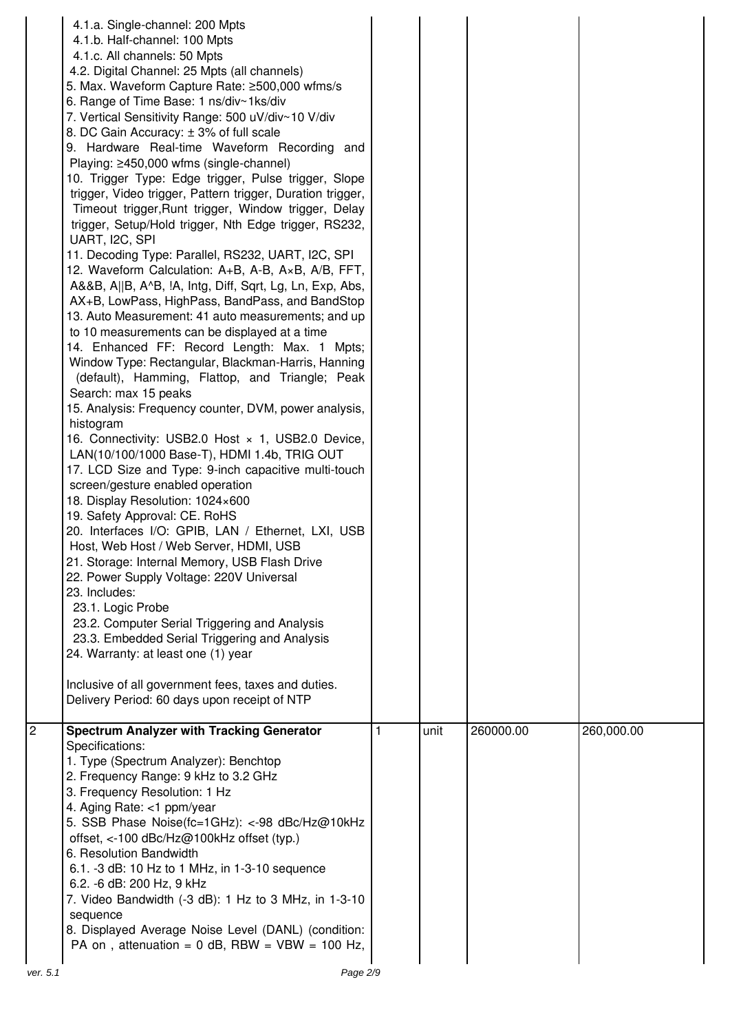| | | | | | |
|---|---|---|---|---|---|
| | 4.1.a. Single-channel: 200 Mpts<br>4.1.b. Half-channel: 100 Mpts<br>4.1.c. All channels: 50 Mpts<br>4.2. Digital Channel: 25 Mpts (all channels)<br>5. Max. Waveform Capture Rate: ≥500,000 wfms/s<br>6. Range of Time Base: 1 ns/div~1ks/div<br>7. Vertical Sensitivity Range: 500 uV/div~10 V/div<br>8. DC Gain Accuracy: ± 3% of full scale<br>9. Hardware Real-time Waveform Recording and Playing: ≥450,000 wfms (single-channel)<br>10. Trigger Type: Edge trigger, Pulse trigger, Slope trigger, Video trigger, Pattern trigger, Duration trigger, Timeout trigger,Runt trigger, Window trigger, Delay trigger, Setup/Hold trigger, Nth Edge trigger, RS232, UART, I2C, SPI<br>11. Decoding Type: Parallel, RS232, UART, I2C, SPI<br>12. Waveform Calculation: A+B, A-B, A×B, A/B, FFT, A&&B, A\|\|B, A^B, !A, Intg, Diff, Sqrt, Lg, Ln, Exp, Abs, AX+B, LowPass, HighPass, BandPass, and BandStop<br>13. Auto Measurement: 41 auto measurements; and up to 10 measurements can be displayed at a time<br>14. Enhanced FF: Record Length: Max. 1 Mpts; Window Type: Rectangular, Blackman-Harris, Hanning (default), Hamming, Flattop, and Triangle; Peak Search: max 15 peaks<br>15. Analysis: Frequency counter, DVM, power analysis, histogram<br>16. Connectivity: USB2.0 Host × 1, USB2.0 Device, LAN(10/100/1000 Base-T), HDMI 1.4b, TRIG OUT<br>17. LCD Size and Type: 9-inch capacitive multi-touch screen/gesture enabled operation<br>18. Display Resolution: 1024×600<br>19. Safety Approval: CE. RoHS<br>20. Interfaces I/O: GPIB, LAN / Ethernet, LXI, USB Host, Web Host / Web Server, HDMI, USB<br>21. Storage: Internal Memory, USB Flash Drive<br>22. Power Supply Voltage: 220V Universal<br>23. Includes:<br>23.1. Logic Probe<br>23.2. Computer Serial Triggering and Analysis<br>23.3. Embedded Serial Triggering and Analysis<br>24. Warranty: at least one (1) year<br><br>Inclusive of all government fees, taxes and duties.<br>Delivery Period: 60 days upon receipt of NTP | | | | |
| 2 | **Spectrum Analyzer with Tracking Generator**<br>Specifications:<br>1. Type (Spectrum Analyzer): Benchtop<br>2. Frequency Range: 9 kHz to 3.2 GHz<br>3. Frequency Resolution: 1 Hz<br>4. Aging Rate: <1 ppm/year<br>5. SSB Phase Noise(fc=1GHz): <-98 dBc/Hz@10kHz offset, <-100 dBc/Hz@100kHz offset (typ.)<br>6. Resolution Bandwidth<br>6.1. -3 dB: 10 Hz to 1 MHz, in 1-3-10 sequence<br>6.2. -6 dB: 200 Hz, 9 kHz<br>7. Video Bandwidth (-3 dB): 1 Hz to 3 MHz, in 1-3-10 sequence<br>8. Displayed Average Noise Level (DANL) (condition: PA on , attenuation = 0 dB, RBW = VBW = 100 Hz, | 1 | unit | 260000.00 | 260,000.00 |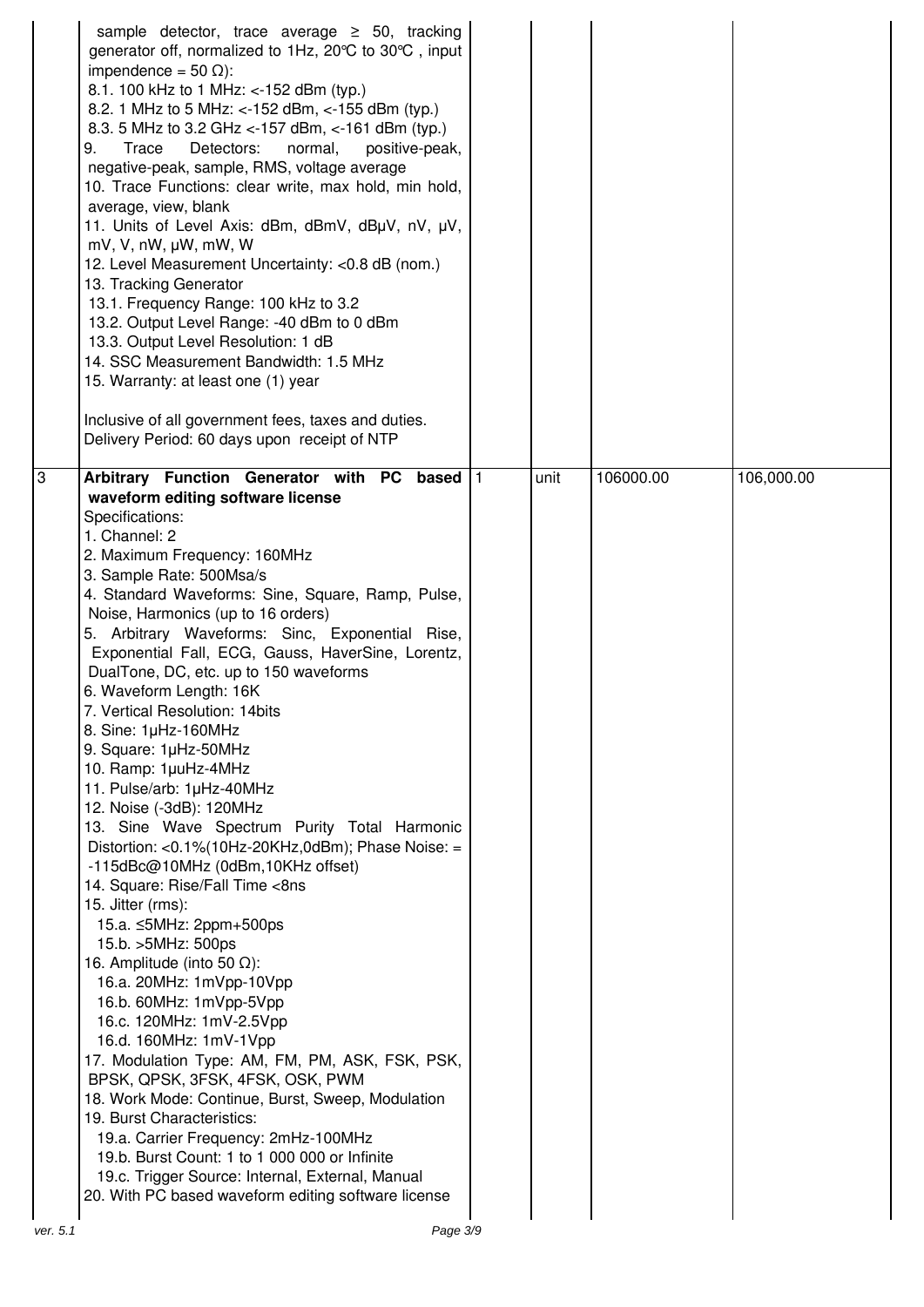| | | | | | |
|---|---|---|---|---|---|
| | sample detector, trace average ≥ 50, tracking generator off, normalized to 1Hz, 20℃ to 30℃, input impendence = 50 Ω):<br>8.1. 100 kHz to 1 MHz: <-152 dBm (typ.)<br>8.2. 1 MHz to 5 MHz: <-152 dBm, <-155 dBm (typ.)<br>8.3. 5 MHz to 3.2 GHz <-157 dBm, <-161 dBm (typ.)<br>9. Trace Detectors: normal, positive-peak, negative-peak, sample, RMS, voltage average<br>10. Trace Functions: clear write, max hold, min hold, average, view, blank<br>11. Units of Level Axis: dBm, dBmV, dBμV, nV, μV, mV, V, nW, μW, mW, W<br>12. Level Measurement Uncertainty: <0.8 dB (nom.)<br>13. Tracking Generator<br>13.1. Frequency Range: 100 kHz to 3.2<br>13.2. Output Level Range: -40 dBm to 0 dBm<br>13.3. Output Level Resolution: 1 dB<br>14. SSC Measurement Bandwidth: 1.5 MHz<br>15. Warranty: at least one (1) year<br><br>Inclusive of all government fees, taxes and duties.<br>Delivery Period: 60 days upon receipt of NTP | | | | |
| 3 | **Arbitrary Function Generator with PC based waveform editing software license**<br>Specifications:<br>1. Channel: 2<br>2. Maximum Frequency: 160MHz<br>3. Sample Rate: 500Msa/s<br>4. Standard Waveforms: Sine, Square, Ramp, Pulse, Noise, Harmonics (up to 16 orders)<br>5. Arbitrary Waveforms: Sinc, Exponential Rise, Exponential Fall, ECG, Gauss, HaverSine, Lorentz, DualTone, DC, etc. up to 150 waveforms<br>6. Waveform Length: 16K<br>7. Vertical Resolution: 14bits<br>8. Sine: 1μHz-160MHz<br>9. Square: 1μHz-50MHz<br>10. Ramp: 1μuHz-4MHz<br>11. Pulse/arb: 1μHz-40MHz<br>12. Noise (-3dB): 120MHz<br>13. Sine Wave Spectrum Purity Total Harmonic Distortion: <0.1%(10Hz-20KHz,0dBm); Phase Noise: = -115dBc@10MHz (0dBm,10KHz offset)<br>14. Square: Rise/Fall Time <8ns<br>15. Jitter (rms):<br>15.a. ≤5MHz: 2ppm+500ps<br>15.b. >5MHz: 500ps<br>16. Amplitude (into 50 Ω):<br>16.a. 20MHz: 1mVpp-10Vpp<br>16.b. 60MHz: 1mVpp-5Vpp<br>16.c. 120MHz: 1mV-2.5Vpp<br>16.d. 160MHz: 1mV-1Vpp<br>17. Modulation Type: AM, FM, PM, ASK, FSK, PSK, BPSK, QPSK, 3FSK, 4FSK, OSK, PWM<br>18. Work Mode: Continue, Burst, Sweep, Modulation<br>19. Burst Characteristics:<br>19.a. Carrier Frequency: 2mHz-100MHz<br>19.b. Burst Count: 1 to 1 000 000 or Infinite<br>19.c. Trigger Source: Internal, External, Manual<br>20. With PC based waveform editing software license | 1 | unit | 106000.00 | 106,000.00 |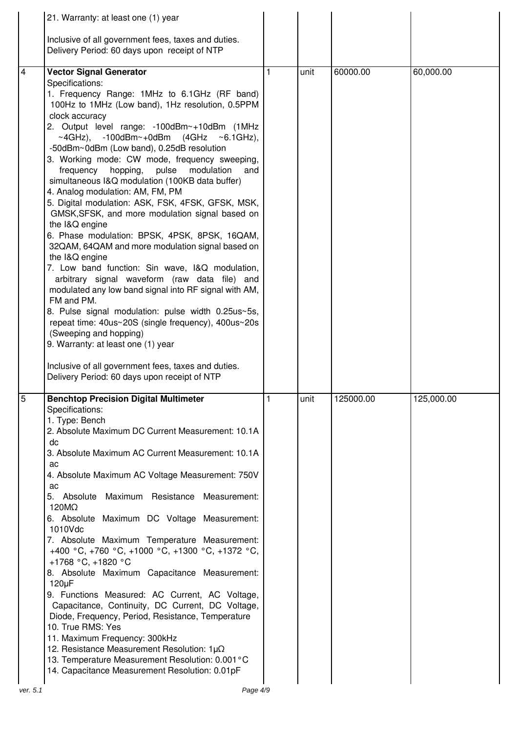| | | | | | |
|---|---|---|---|---|---|
| | 21. Warranty: at least one (1) year<br><br>Inclusive of all government fees, taxes and duties.<br>Delivery Period: 60 days upon receipt of NTP | | | | |
| 4 | **Vector Signal Generator**<br>Specifications:<br>1. Frequency Range: 1MHz to 6.1GHz (RF band) 100Hz to 1MHz (Low band), 1Hz resolution, 0.5PPM clock accuracy<br>2. Output level range: -100dBm~+10dBm (1MHz ~4GHz), -100dBm~+0dBm (4GHz ~6.1GHz), -50dBm~0dBm (Low band), 0.25dB resolution<br>3. Working mode: CW mode, frequency sweeping, frequency hopping, pulse modulation and simultaneous I&Q modulation (100KB data buffer)<br>4. Analog modulation: AM, FM, PM<br>5. Digital modulation: ASK, FSK, 4FSK, GFSK, MSK, GMSK,SFSK, and more modulation signal based on the I&Q engine<br>6. Phase modulation: BPSK, 4PSK, 8PSK, 16QAM, 32QAM, 64QAM and more modulation signal based on the I&Q engine<br>7. Low band function: Sin wave, I&Q modulation, arbitrary signal waveform (raw data file) and modulated any low band signal into RF signal with AM, FM and PM.<br>8. Pulse signal modulation: pulse width 0.25us~5s, repeat time: 40us~20S (single frequency), 400us~20s (Sweeping and hopping)<br>9. Warranty: at least one (1) year<br><br>Inclusive of all government fees, taxes and duties.<br>Delivery Period: 60 days upon receipt of NTP | 1 | unit | 60000.00 | 60,000.00 |
| 5 | **Benchtop Precision Digital Multimeter**<br>Specifications:<br>1. Type: Bench<br>2. Absolute Maximum DC Current Measurement: 10.1A dc<br>3. Absolute Maximum AC Current Measurement: 10.1A ac<br>4. Absolute Maximum AC Voltage Measurement: 750V ac<br>5. Absolute Maximum Resistance Measurement: 120MΩ<br>6. Absolute Maximum DC Voltage Measurement: 1010Vdc<br>7. Absolute Maximum Temperature Measurement: +400 °C, +760 °C, +1000 °C, +1300 °C, +1372 °C, +1768 °C, +1820 °C<br>8. Absolute Maximum Capacitance Measurement: 120μF<br>9. Functions Measured: AC Current, AC Voltage, Capacitance, Continuity, DC Current, DC Voltage, Diode, Frequency, Period, Resistance, Temperature<br>10. True RMS: Yes<br>11. Maximum Frequency: 300kHz<br>12. Resistance Measurement Resolution: 1μΩ<br>13. Temperature Measurement Resolution: 0.001°C<br>14. Capacitance Measurement Resolution: 0.01pF | 1 | unit | 125000.00 | 125,000.00 |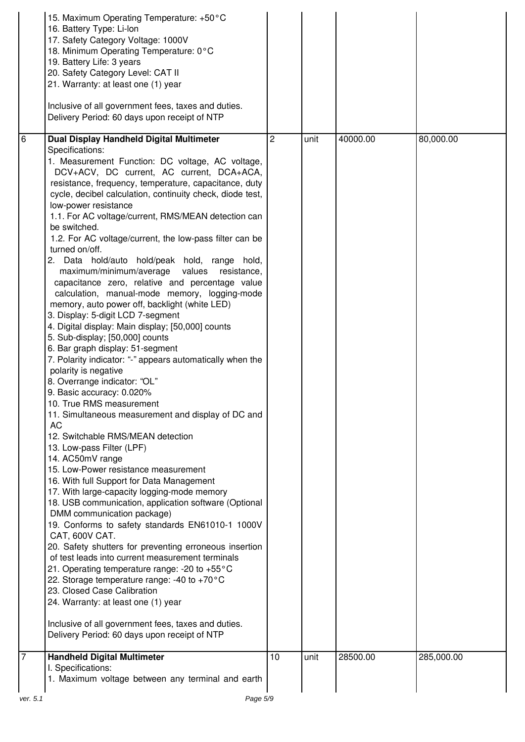| | | | | | |
|---|---|---|---|---|---|
| | 15. Maximum Operating Temperature: +50°C<br>16. Battery Type: Li-Ion<br>17. Safety Category Voltage: 1000V<br>18. Minimum Operating Temperature: 0°C<br>19. Battery Life: 3 years<br>20. Safety Category Level: CAT II<br>21. Warranty: at least one (1) year<br><br>Inclusive of all government fees, taxes and duties.<br>Delivery Period: 60 days upon receipt of NTP | | | | |
| 6 | **Dual Display Handheld Digital Multimeter**<br>Specifications:<br>1. Measurement Function: DC voltage, AC voltage, DCV+ACV, DC current, AC current, DCA+ACA, resistance, frequency, temperature, capacitance, duty cycle, decibel calculation, continuity check, diode test, low-power resistance<br>1.1. For AC voltage/current, RMS/MEAN detection can be switched.<br>1.2. For AC voltage/current, the low-pass filter can be turned on/off.<br>2. Data hold/auto hold/peak hold, range hold, maximum/minimum/average values resistance, capacitance zero, relative and percentage value calculation, manual-mode memory, logging-mode memory, auto power off, backlight (white LED)<br>3. Display: 5-digit LCD 7-segment<br>4. Digital display: Main display; [50,000] counts<br>5. Sub-display; [50,000] counts<br>6. Bar graph display: 51-segment<br>7. Polarity indicator: "-" appears automatically when the polarity is negative<br>8. Overrange indicator: "OL"<br>9. Basic accuracy: 0.020%<br>10. True RMS measurement<br>11. Simultaneous measurement and display of DC and AC<br>12. Switchable RMS/MEAN detection<br>13. Low-pass Filter (LPF)<br>14. AC50mV range<br>15. Low-Power resistance measurement<br>16. With full Support for Data Management<br>17. With large-capacity logging-mode memory<br>18. USB communication, application software (Optional DMM communication package)<br>19. Conforms to safety standards EN61010-1 1000V CAT, 600V CAT.<br>20. Safety shutters for preventing erroneous insertion of test leads into current measurement terminals<br>21. Operating temperature range: -20 to +55°C<br>22. Storage temperature range: -40 to +70°C<br>23. Closed Case Calibration<br>24. Warranty: at least one (1) year<br><br>Inclusive of all government fees, taxes and duties.<br>Delivery Period: 60 days upon receipt of NTP | 2 | unit | 40000.00 | 80,000.00 |
| 7 | **Handheld Digital Multimeter**<br>I. Specifications:<br>1. Maximum voltage between any terminal and earth | 10 | unit | 28500.00 | 285,000.00 |

ver. 5.1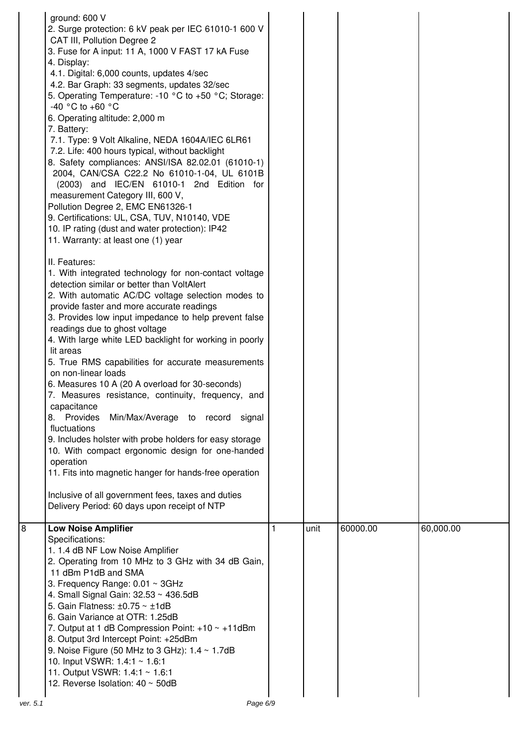| | | | | | |
|---|---|---|---|---|---|
| | ground: 600 V<br>2. Surge protection: 6 kV peak per IEC 61010-1 600 V CAT III, Pollution Degree 2<br>3. Fuse for A input: 11 A, 1000 V FAST 17 kA Fuse<br>4. Display:<br>4.1. Digital: 6,000 counts, updates 4/sec<br>4.2. Bar Graph: 33 segments, updates 32/sec<br>5. Operating Temperature: -10 °C to +50 °C; Storage: -40 °C to +60 °C<br>6. Operating altitude: 2,000 m<br>7. Battery:<br>7.1. Type: 9 Volt Alkaline, NEDA 1604A/IEC 6LR61<br>7.2. Life: 400 hours typical, without backlight<br>8. Safety compliances: ANSI/ISA 82.02.01 (61010-1) 2004, CAN/CSA C22.2 No 61010-1-04, UL 6101B (2003) and IEC/EN 61010-1 2nd Edition for measurement Category III, 600 V, Pollution Degree 2, EMC EN61326-1<br>9. Certifications: UL, CSA, TUV, N10140, VDE<br>10. IP rating (dust and water protection): IP42<br>11. Warranty: at least one (1) year<br><br>II. Features:<br>1. With integrated technology for non-contact voltage detection similar or better than VoltAlert<br>2. With automatic AC/DC voltage selection modes to provide faster and more accurate readings<br>3. Provides low input impedance to help prevent false readings due to ghost voltage<br>4. With large white LED backlight for working in poorly lit areas<br>5. True RMS capabilities for accurate measurements on non-linear loads<br>6. Measures 10 A (20 A overload for 30-seconds)<br>7. Measures resistance, continuity, frequency, and capacitance<br>8. Provides Min/Max/Average to record signal fluctuations<br>9. Includes holster with probe holders for easy storage<br>10. With compact ergonomic design for one-handed operation<br>11. Fits into magnetic hanger for hands-free operation<br><br>Inclusive of all government fees, taxes and duties<br>Delivery Period: 60 days upon receipt of NTP | | | | |
| 8 | **Low Noise Amplifier**<br>Specifications:<br>1. 1.4 dB NF Low Noise Amplifier<br>2. Operating from 10 MHz to 3 GHz with 34 dB Gain, 11 dBm P1dB and SMA<br>3. Frequency Range: 0.01 ~ 3GHz<br>4. Small Signal Gain: 32.53 ~ 436.5dB<br>5. Gain Flatness: ±0.75 ~ ±1dB<br>6. Gain Variance at OTR: 1.25dB<br>7. Output at 1 dB Compression Point: +10 ~ +11dBm<br>8. Output 3rd Intercept Point: +25dBm<br>9. Noise Figure (50 MHz to 3 GHz): 1.4 ~ 1.7dB<br>10. Input VSWR: 1.4:1 ~ 1.6:1<br>11. Output VSWR: 1.4:1 ~ 1.6:1<br>12. Reverse Isolation: 40 ~ 50dB | 1 | unit | 60000.00 | 60,000.00 |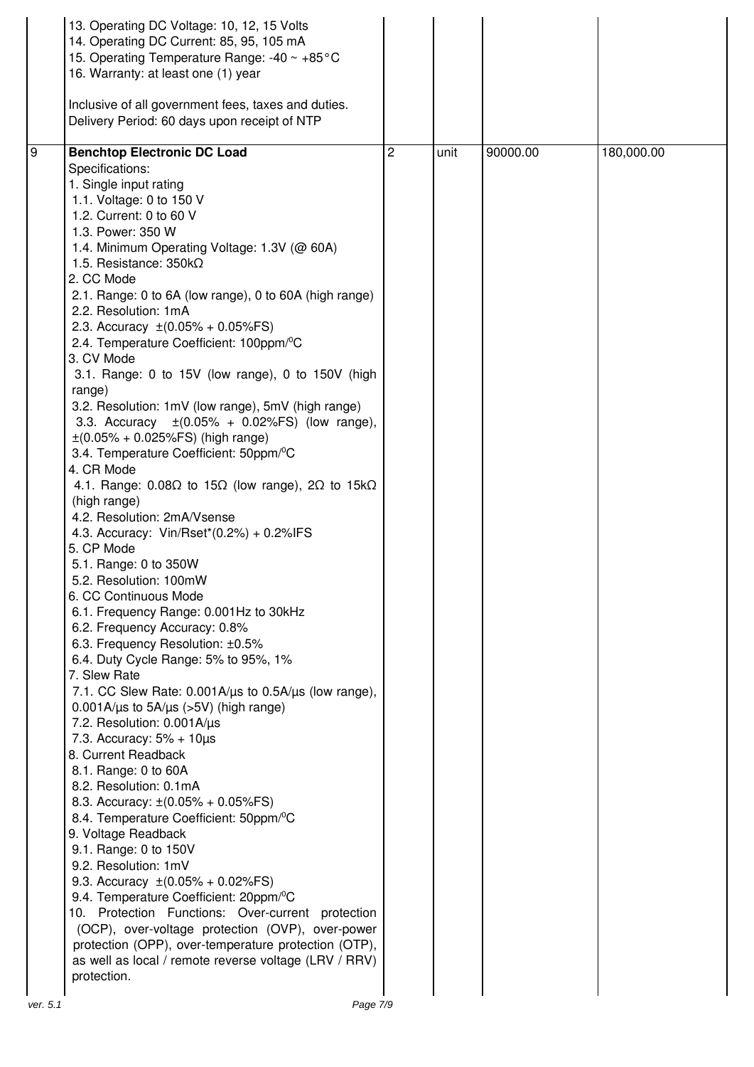| | | | | | |
|---|---|---|---|---|---|
| | 13. Operating DC Voltage: 10, 12, 15 Volts<br>14. Operating DC Current: 85, 95, 105 mA<br>15. Operating Temperature Range: -40 ~ +85°C<br>16. Warranty: at least one (1) year<br><br>Inclusive of all government fees, taxes and duties.<br>Delivery Period: 60 days upon receipt of NTP | | | | |
| 9 | **Benchtop Electronic DC Load**<br>Specifications:<br>1. Single input rating<br>1.1. Voltage: 0 to 150 V<br>1.2. Current: 0 to 60 V<br>1.3. Power: 350 W<br>1.4. Minimum Operating Voltage: 1.3V (@ 60A)<br>1.5. Resistance: 350kΩ<br>2. CC Mode<br>2.1. Range: 0 to 6A (low range), 0 to 60A (high range)<br>2.2. Resolution: 1mA<br>2.3. Accuracy ±(0.05% + 0.05%FS)<br>2.4. Temperature Coefficient: 100ppm/$^0$C<br>3. CV Mode<br>3.1. Range: 0 to 15V (low range), 0 to 150V (high range)<br>3.2. Resolution: 1mV (low range), 5mV (high range)<br>3.3. Accuracy ±(0.05% + 0.02%FS) (low range), ±(0.05% + 0.025%FS) (high range)<br>3.4. Temperature Coefficient: 50ppm/$^0$C<br>4. CR Mode<br>4.1. Range: 0.08Ω to 15Ω (low range), 2Ω to 15kΩ (high range)<br>4.2. Resolution: 2mA/Vsense<br>4.3. Accuracy: Vin/Rset*(0.2%) + 0.2%IFS<br>5. CP Mode<br>5.1. Range: 0 to 350W<br>5.2. Resolution: 100mW<br>6. CC Continuous Mode<br>6.1. Frequency Range: 0.001Hz to 30kHz<br>6.2. Frequency Accuracy: 0.8%<br>6.3. Frequency Resolution: ±0.5%<br>6.4. Duty Cycle Range: 5% to 95%, 1%<br>7. Slew Rate<br>7.1. CC Slew Rate: 0.001A/µs to 0.5A/µs (low range), 0.001A/µs to 5A/µs (>5V) (high range)<br>7.2. Resolution: 0.001A/µs<br>7.3. Accuracy: 5% + 10µs<br>8. Current Readback<br>8.1. Range: 0 to 60A<br>8.2. Resolution: 0.1mA<br>8.3. Accuracy: ±(0.05% + 0.05%FS)<br>8.4. Temperature Coefficient: 50ppm/$^0$C<br>9. Voltage Readback<br>9.1. Range: 0 to 150V<br>9.2. Resolution: 1mV<br>9.3. Accuracy ±(0.05% + 0.02%FS)<br>9.4. Temperature Coefficient: 20ppm/$^0$C<br>10. Protection Functions: Over-current protection (OCP), over-voltage protection (OVP), over-power protection (OPP), over-temperature protection (OTP), as well as local / remote reverse voltage (LRV / RRV) protection. | 2 | unit | 90000.00 | 180,000.00 |

ver. 5.1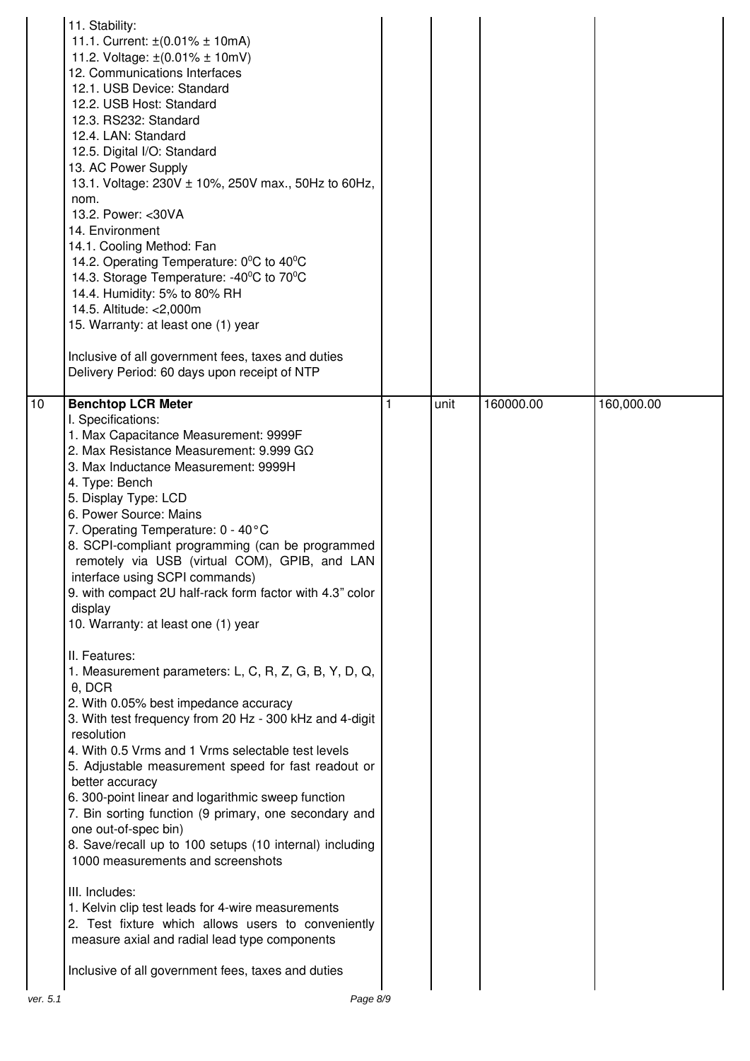| | | | | | |
|---|---|---|---|---|---|
| | 11. Stability:<br>11.1. Current: ±(0.01% ± 10mA)<br>11.2. Voltage: ±(0.01% ± 10mV)<br>12. Communications Interfaces<br>12.1. USB Device: Standard<br>12.2. USB Host: Standard<br>12.3. RS232: Standard<br>12.4. LAN: Standard<br>12.5. Digital I/O: Standard<br>13. AC Power Supply<br>13.1. Voltage: 230V ± 10%, 250V max., 50Hz to 60Hz, nom.<br>13.2. Power: <30VA<br>14. Environment<br>14.1. Cooling Method: Fan<br>14.2. Operating Temperature: $0^0$C to $40^0$C<br>14.3. Storage Temperature: -$40^0$C to $70^0$C<br>14.4. Humidity: 5% to 80% RH<br>14.5. Altitude: <2,000m<br>15. Warranty: at least one (1) year<br><br>Inclusive of all government fees, taxes and duties<br>Delivery Period: 60 days upon receipt of NTP | | | | |
| 10 | **Benchtop LCR Meter**<br>I. Specifications:<br>1. Max Capacitance Measurement: 9999F<br>2. Max Resistance Measurement: 9.999 GΩ<br>3. Max Inductance Measurement: 9999H<br>4. Type: Bench<br>5. Display Type: LCD<br>6. Power Source: Mains<br>7. Operating Temperature: 0 - 40°C<br>8. SCPI-compliant programming (can be programmed remotely via USB (virtual COM), GPIB, and LAN interface using SCPI commands)<br>9. with compact 2U half-rack form factor with 4.3" color display<br>10. Warranty: at least one (1) year<br><br>II. Features:<br>1. Measurement parameters: L, C, R, Z, G, B, Y, D, Q, θ, DCR<br>2. With 0.05% best impedance accuracy<br>3. With test frequency from 20 Hz - 300 kHz and 4-digit resolution<br>4. With 0.5 Vrms and 1 Vrms selectable test levels<br>5. Adjustable measurement speed for fast readout or better accuracy<br>6. 300-point linear and logarithmic sweep function<br>7. Bin sorting function (9 primary, one secondary and one out-of-spec bin)<br>8. Save/recall up to 100 setups (10 internal) including 1000 measurements and screenshots<br><br>III. Includes:<br>1. Kelvin clip test leads for 4-wire measurements<br>2. Test fixture which allows users to conveniently measure axial and radial lead type components<br><br>Inclusive of all government fees, taxes and duties | 1 | unit | 160000.00 | 160,000.00 |

ver. 5.1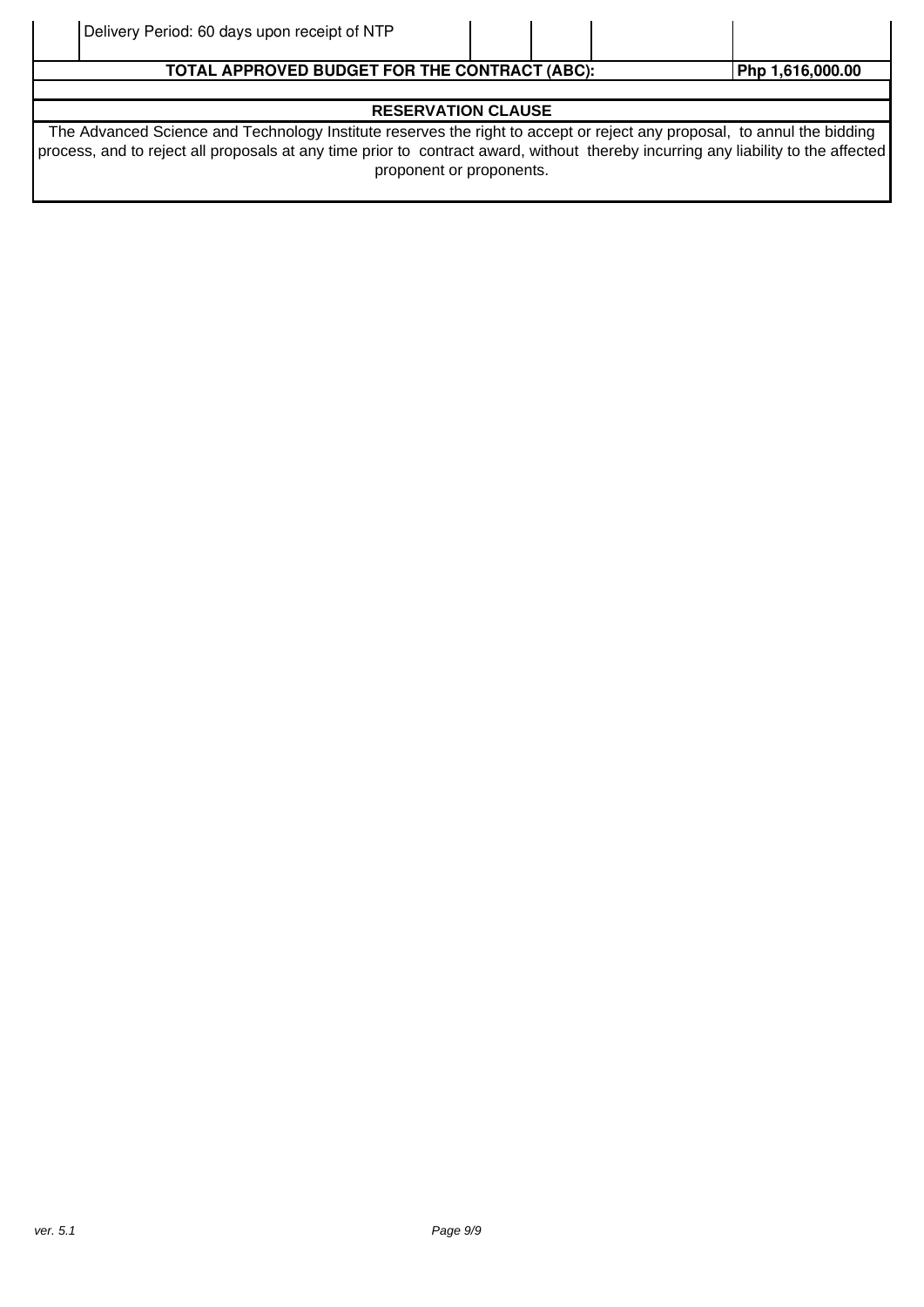| | | | | | |
|---|---|---|---|---|---|
| | Delivery Period: 60 days upon receipt of NTP | | | | |
| **TOTAL APPROVED BUDGET FOR THE CONTRACT (ABC):** | | | | | **Php 1,616,000.00** |

**RESERVATION CLAUSE**

The Advanced Science and Technology Institute reserves the right to accept or reject any proposal, to annul the bidding process, and to reject all proposals at any time prior to contract award, without thereby incurring any liability to the affected proponent or proponents.

*ver. 5.1*